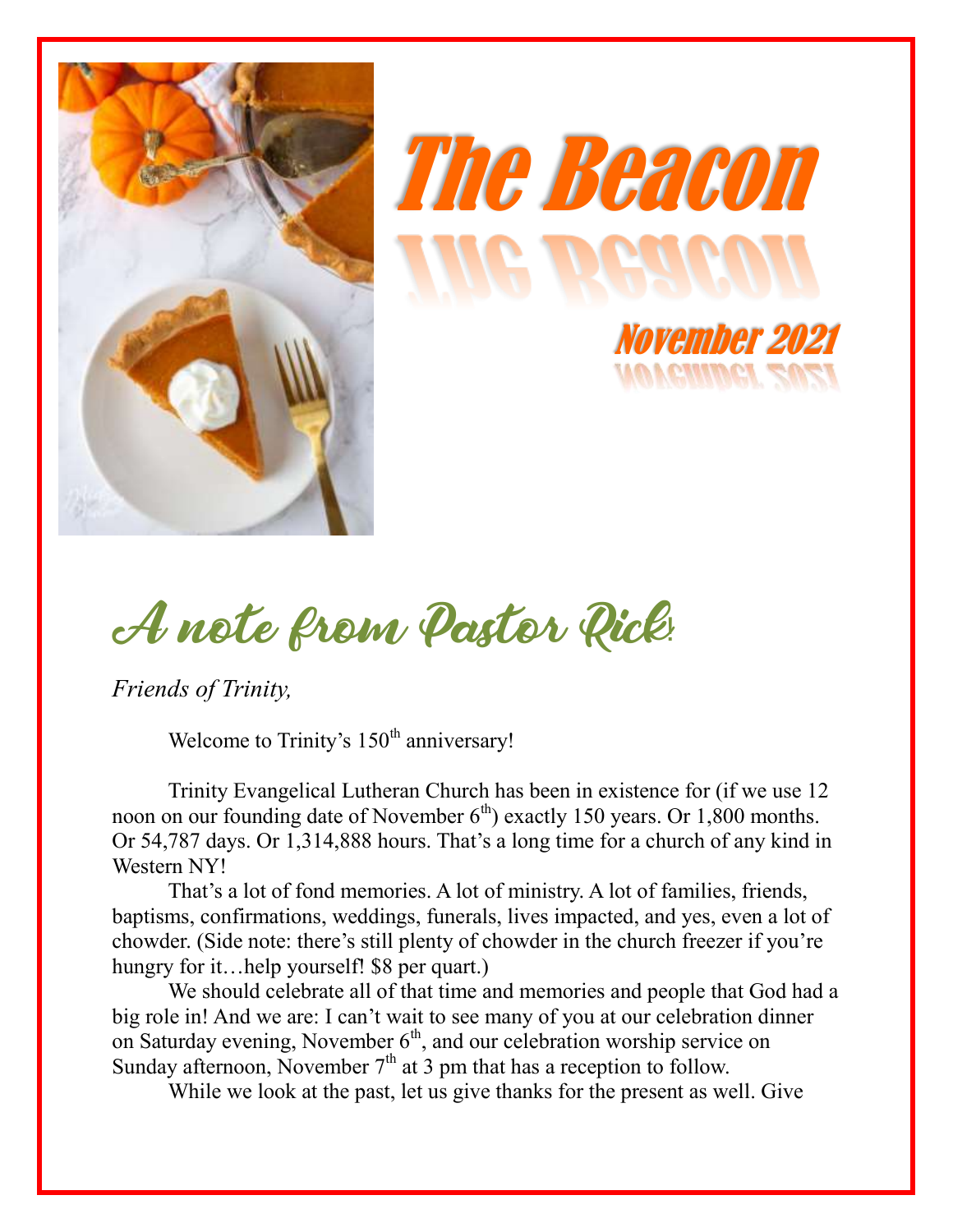# The Beacon

## November 2021

## A note from Pastor Rick:

*Friends of Trinity,*

Welcome to Trinity's 150th anniversary!

Trinity Evangelical Lutheran Church has been in existence for (if we use 12 noon on our founding date of November 6th) exactly 150 years. Or 1,800 months. Or 54,787 days. Or 1,314,888 hours. That's a long time for a church of any kind in Western NY!

That's a lot of fond memories. A lot of ministry. A lot of families, friends, baptisms, confirmations, weddings, funerals, lives impacted, and yes, even a lot of chowder. (Side note: there's still plenty of chowder in the church freezer if you're hungry for it…help yourself! $8 per quart.)

We should celebrate all of that time and memories and people that God had a big role in! And we are: I can't wait to see many of you at our celebration dinner on Saturday evening, November 6th, and our celebration worship service on Sunday afternoon, November 7th at 3 pm that has a reception to follow.

While we look at the past, let us give thanks for the present as well. Give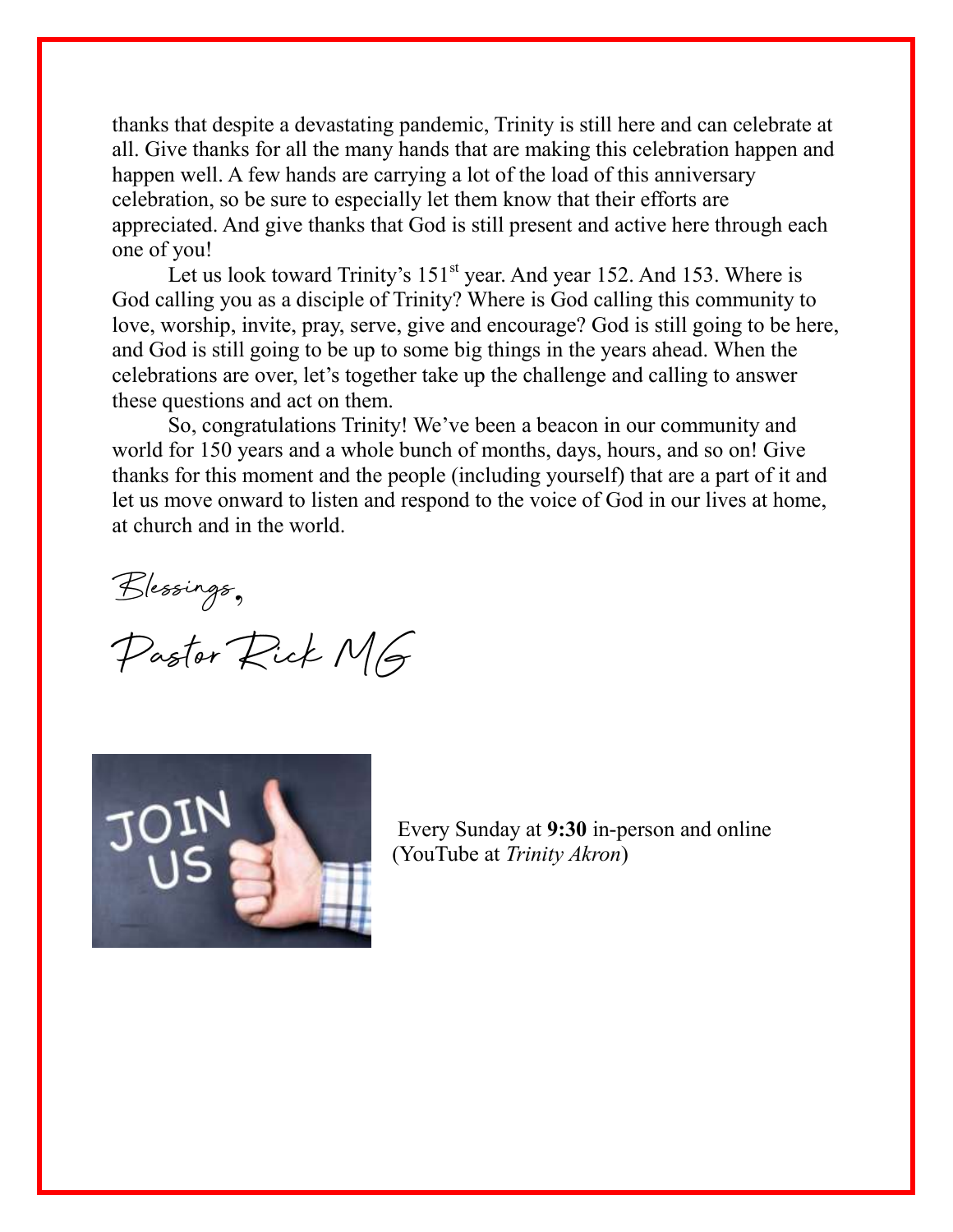thanks that despite a devastating pandemic, Trinity is still here and can celebrate at all. Give thanks for all the many hands that are making this celebration happen and happen well. A few hands are carrying a lot of the load of this anniversary celebration, so be sure to especially let them know that their efforts are appreciated. And give thanks that God is still present and active here through each one of you!

Let us look toward Trinity's 151st year. And year 152. And 153. Where is God calling you as a disciple of Trinity? Where is God calling this community to love, worship, invite, pray, serve, give and encourage? God is still going to be here, and God is still going to be up to some big things in the years ahead. When the celebrations are over, let's together take up the challenge and calling to answer these questions and act on them.

So, congratulations Trinity! We've been a beacon in our community and world for 150 years and a whole bunch of months, days, hours, and so on! Give thanks for this moment and the people (including yourself) that are a part of it and let us move onward to listen and respond to the voice of God in our lives at home, at church and in the world.

*Blessings,*

*Pastor Rick MG*

Every Sunday at **9:30** in-person and online (YouTube at *Trinity Akron*)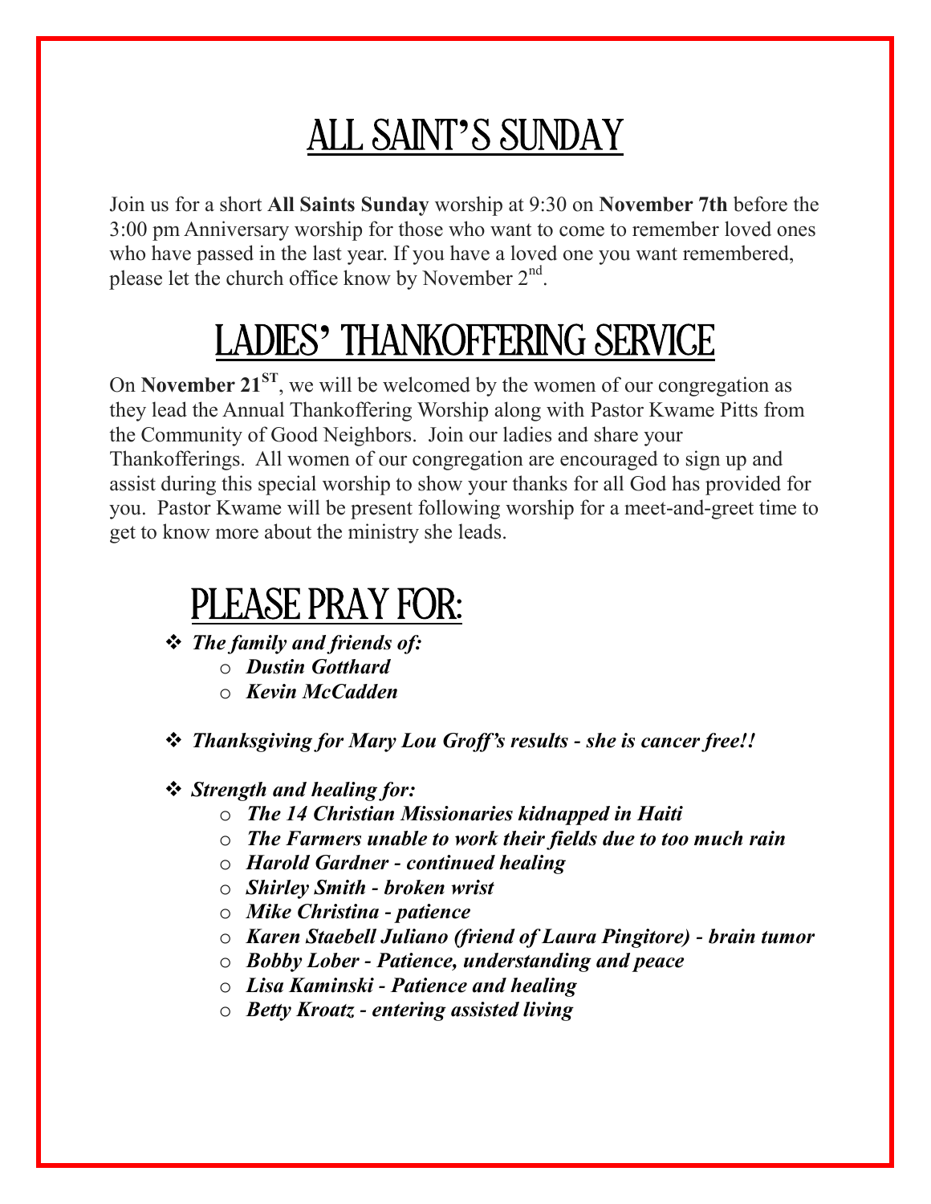# ALL SAINT'S SUNDAY

Join us for a short **All Saints Sunday** worship at 9:30 on **November 7th** before the 3:00 pm Anniversary worship for those who want to come to remember loved ones who have passed in the last year. If you have a loved one you want remembered, please let the church office know by November 2nd.

# LADIES' THANKOFFERING SERVICE

On **November 21ST**, we will be welcomed by the women of our congregation as they lead the Annual Thankoffering Worship along with Pastor Kwame Pitts from the Community of Good Neighbors. Join our ladies and share your Thankofferings. All women of our congregation are encouraged to sign up and assist during this special worship to show your thanks for all God has provided for you. Pastor Kwame will be present following worship for a meet-and-greet time to get to know more about the ministry she leads.

# PLEASE PRAY FOR:

- ***The family and friends of:***
  - ***Dustin Gotthard***
  - ***Kevin McCadden***

- ***Thanksgiving for Mary Lou Groff's results - she is cancer free!!***

- ***Strength and healing for:***
  - ***The 14 Christian Missionaries kidnapped in Haiti***
  - ***The Farmers unable to work their fields due to too much rain***
  - ***Harold Gardner - continued healing***
  - ***Shirley Smith - broken wrist***
  - ***Mike Christina - patience***
  - ***Karen Staebell Juliano (friend of Laura Pingitore) - brain tumor***
  - ***Bobby Lober - Patience, understanding and peace***
  - ***Lisa Kaminski - Patience and healing***
  - ***Betty Kroatz - entering assisted living***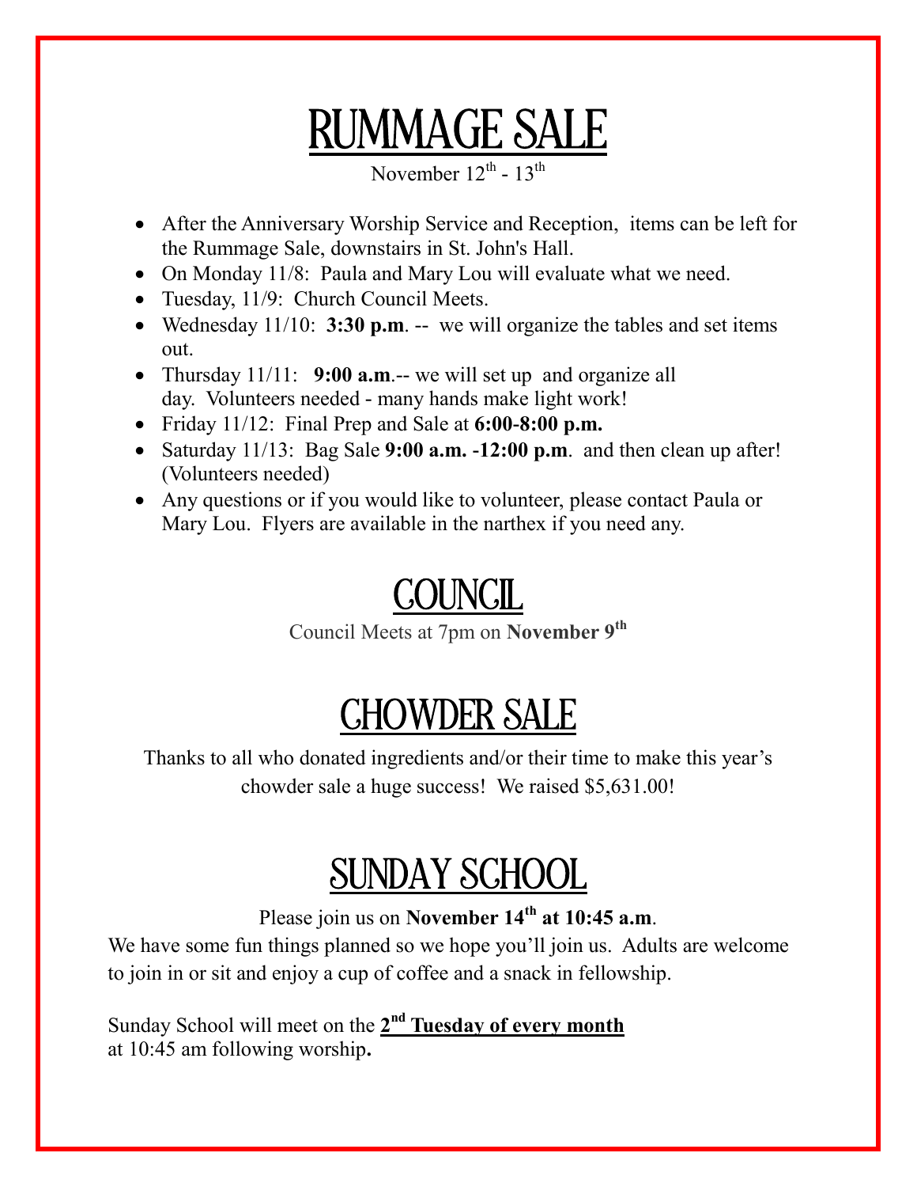# RUMMAGE SALE

November 12th - 13th

- After the Anniversary Worship Service and Reception, items can be left for the Rummage Sale, downstairs in St. John's Hall.
- On Monday 11/8: Paula and Mary Lou will evaluate what we need.
- Tuesday, 11/9: Church Council Meets.
- Wednesday 11/10: **3:30 p.m**. -- we will organize the tables and set items out.
- Thursday 11/11: **9:00 a.m**.-- we will set up and organize all day. Volunteers needed - many hands make light work!
- Friday 11/12: Final Prep and Sale at **6:00-8:00 p.m.**
- Saturday 11/13: Bag Sale **9:00 a.m. -12:00 p.m**. and then clean up after! (Volunteers needed)
- Any questions or if you would like to volunteer, please contact Paula or Mary Lou. Flyers are available in the narthex if you need any.

# COUNCIL

Council Meets at 7pm on **November 9th**

# CHOWDER SALE

Thanks to all who donated ingredients and/or their time to make this year's chowder sale a huge success! We raised $5,631.00!

# SUNDAY SCHOOL

Please join us on **November 14th at 10:45 a.m**.

We have some fun things planned so we hope you'll join us. Adults are welcome to join in or sit and enjoy a cup of coffee and a snack in fellowship.

Sunday School will meet on the **2nd Tuesday of every month** at 10:45 am following worship**.**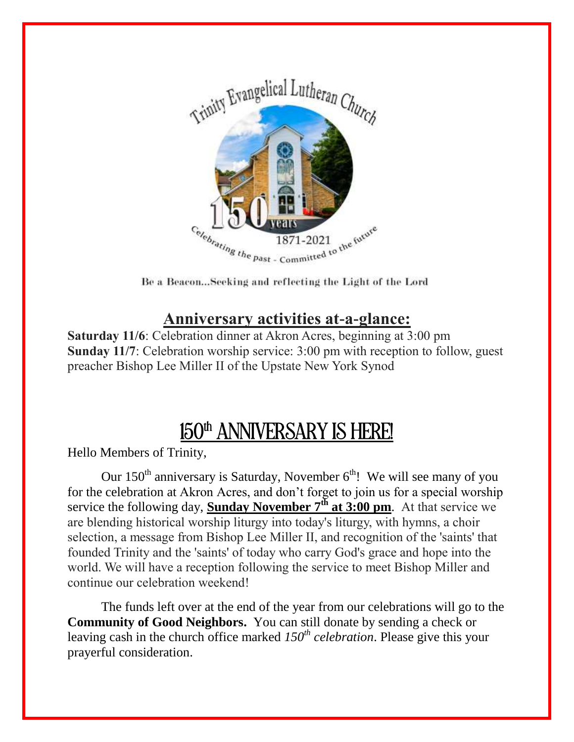Trinity Evangelical Lutheran Church

150 years

1871-2021

Celebrating the past - Committed to the future

Be a Beacon...Seeking and reflecting the Light of the Lord

## Anniversary activities at-a-glance:

**Saturday 11/6**: Celebration dinner at Akron Acres, beginning at 3:00 pm
**Sunday 11/7**: Celebration worship service: 3:00 pm with reception to follow, guest preacher Bishop Lee Miller II of the Upstate New York Synod

# 150th ANNIVERSARY IS HERE!

Hello Members of Trinity,

Our 150th anniversary is Saturday, November 6th! We will see many of you for the celebration at Akron Acres, and don't forget to join us for a special worship service the following day, **Sunday November 7th at 3:00 pm**. At that service we are blending historical worship liturgy into today's liturgy, with hymns, a choir selection, a message from Bishop Lee Miller II, and recognition of the 'saints' that founded Trinity and the 'saints' of today who carry God's grace and hope into the world. We will have a reception following the service to meet Bishop Miller and continue our celebration weekend!

The funds left over at the end of the year from our celebrations will go to the **Community of Good Neighbors.** You can still donate by sending a check or leaving cash in the church office marked *150th celebration*. Please give this your prayerful consideration.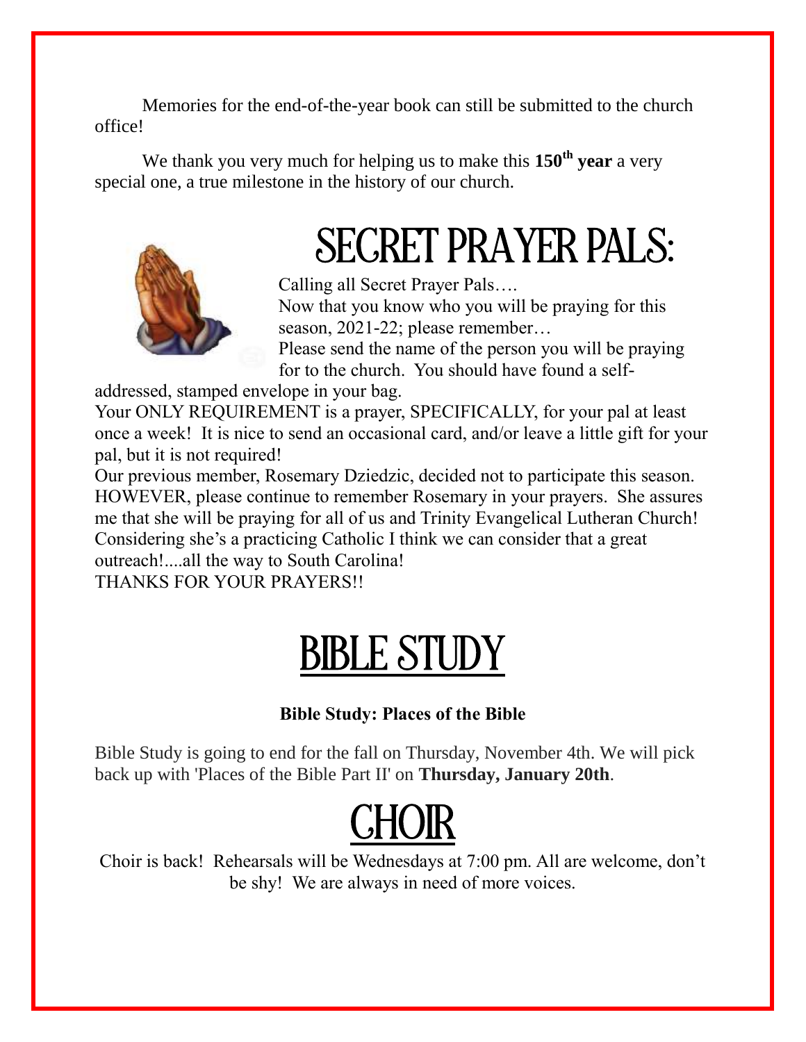Memories for the end-of-the-year book can still be submitted to the church office!

We thank you very much for helping us to make this **150th year** a very special one, a true milestone in the history of our church.

# SECRET PRAYER PALS:

Calling all Secret Prayer Pals….
Now that you know who you will be praying for this season, 2021-22; please remember…
Please send the name of the person you will be praying for to the church. You should have found a self-addressed, stamped envelope in your bag.
Your ONLY REQUIREMENT is a prayer, SPECIFICALLY, for your pal at least once a week! It is nice to send an occasional card, and/or leave a little gift for your pal, but it is not required!
Our previous member, Rosemary Dziedzic, decided not to participate this season. HOWEVER, please continue to remember Rosemary in your prayers. She assures me that she will be praying for all of us and Trinity Evangelical Lutheran Church! Considering she's a practicing Catholic I think we can consider that a great outreach!....all the way to South Carolina!
THANKS FOR YOUR PRAYERS!!

# BIBLE STUDY

**Bible Study: Places of the Bible**

Bible Study is going to end for the fall on Thursday, November 4th. We will pick back up with 'Places of the Bible Part II' on **Thursday, January 20th**.

# CHOIR

Choir is back! Rehearsals will be Wednesdays at 7:00 pm. All are welcome, don't be shy! We are always in need of more voices.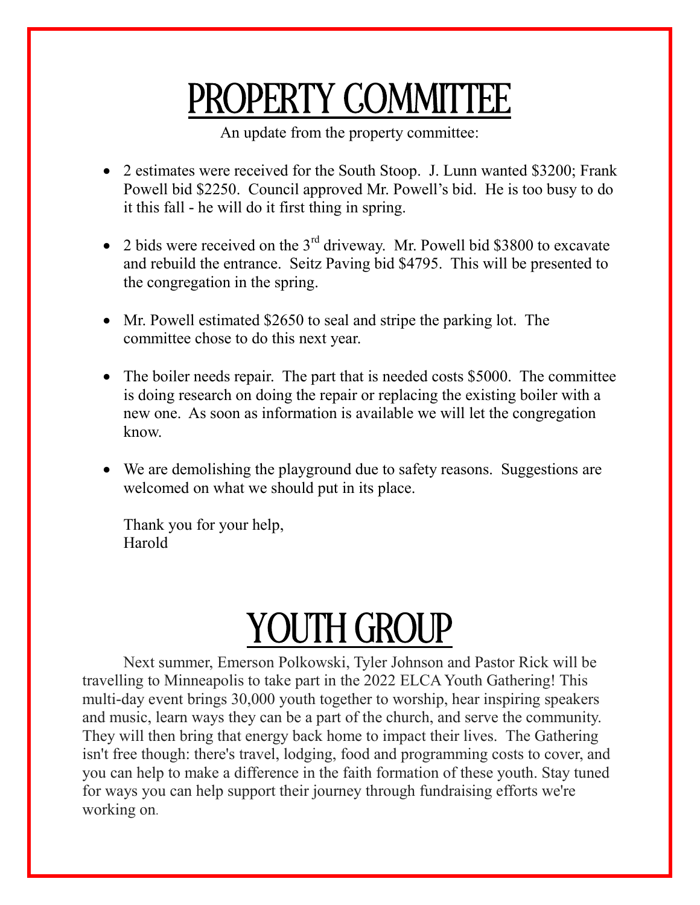# PROPERTY COMMITTEE

An update from the property committee:

- 2 estimates were received for the South Stoop. J. Lunn wanted $3200; Frank Powell bid $2250. Council approved Mr. Powell's bid. He is too busy to do it this fall - he will do it first thing in spring.

- 2 bids were received on the 3rd driveway. Mr. Powell bid $3800 to excavate and rebuild the entrance. Seitz Paving bid $4795. This will be presented to the congregation in the spring.

- Mr. Powell estimated $2650 to seal and stripe the parking lot. The committee chose to do this next year.

- The boiler needs repair. The part that is needed costs $5000. The committee is doing research on doing the repair or replacing the existing boiler with a new one. As soon as information is available we will let the congregation know.

- We are demolishing the playground due to safety reasons. Suggestions are welcomed on what we should put in its place.

Thank you for your help,
Harold

# YOUTH GROUP

Next summer, Emerson Polkowski, Tyler Johnson and Pastor Rick will be travelling to Minneapolis to take part in the 2022 ELCA Youth Gathering! This multi-day event brings 30,000 youth together to worship, hear inspiring speakers and music, learn ways they can be a part of the church, and serve the community. They will then bring that energy back home to impact their lives. The Gathering isn't free though: there's travel, lodging, food and programming costs to cover, and you can help to make a difference in the faith formation of these youth. Stay tuned for ways you can help support their journey through fundraising efforts we're working on.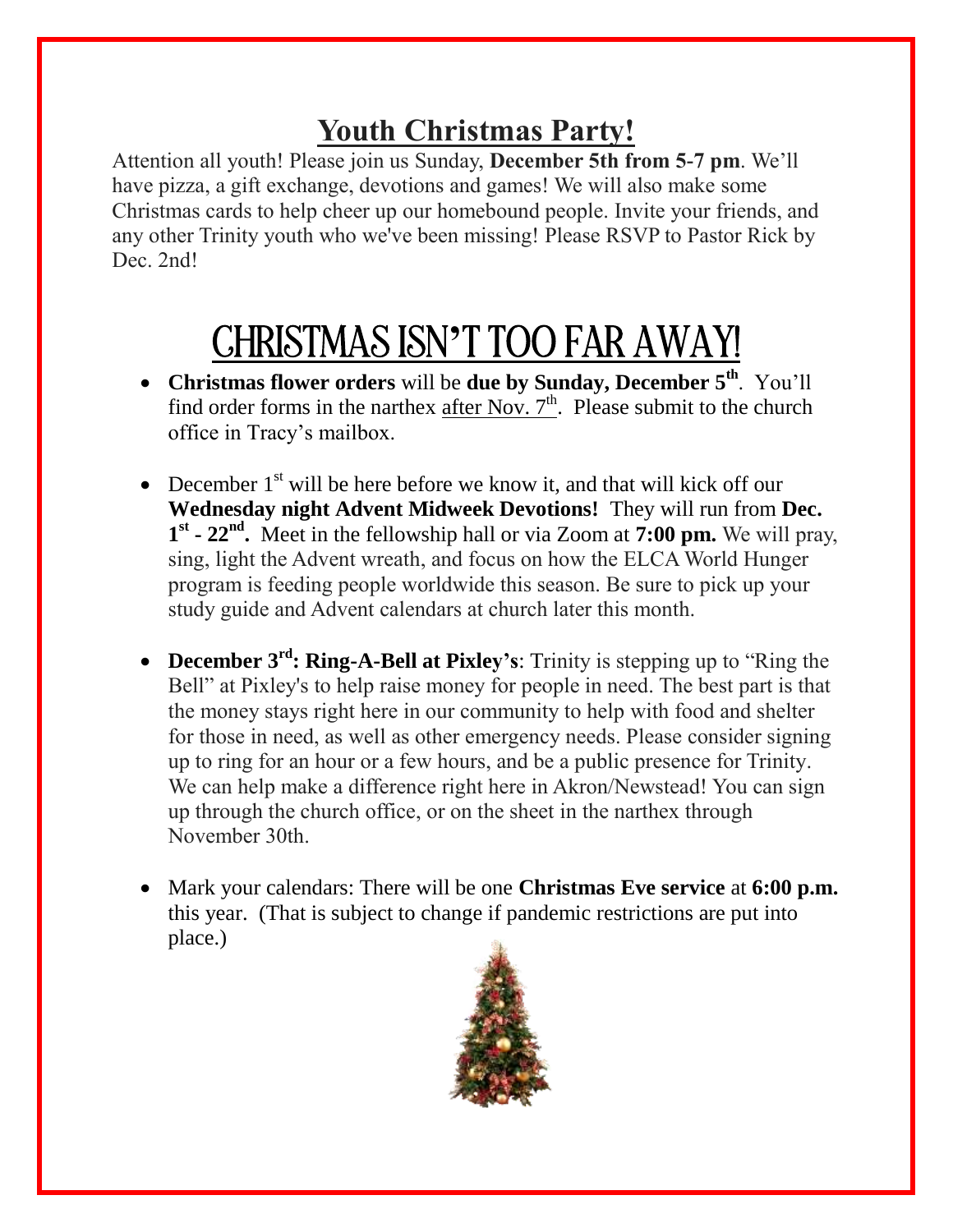## Youth Christmas Party!

Attention all youth! Please join us Sunday, **December 5th from 5-7 pm**. We'll have pizza, a gift exchange, devotions and games! We will also make some Christmas cards to help cheer up our homebound people. Invite your friends, and any other Trinity youth who we've been missing! Please RSVP to Pastor Rick by Dec. 2nd!

## CHRISTMAS ISN'T TOO FAR AWAY!

- **Christmas flower orders** will be **due by Sunday, December 5th**. You'll find order forms in the narthex after Nov. 7th. Please submit to the church office in Tracy's mailbox.

- December 1st will be here before we know it, and that will kick off our **Wednesday night Advent Midweek Devotions!** They will run from **Dec. 1st - 22nd.** Meet in the fellowship hall or via Zoom at **7:00 pm.** We will pray, sing, light the Advent wreath, and focus on how the ELCA World Hunger program is feeding people worldwide this season. Be sure to pick up your study guide and Advent calendars at church later this month.

- **December 3rd: Ring-A-Bell at Pixley's**: Trinity is stepping up to "Ring the Bell" at Pixley's to help raise money for people in need. The best part is that the money stays right here in our community to help with food and shelter for those in need, as well as other emergency needs. Please consider signing up to ring for an hour or a few hours, and be a public presence for Trinity. We can help make a difference right here in Akron/Newstead! You can sign up through the church office, or on the sheet in the narthex through November 30th.

- Mark your calendars: There will be one **Christmas Eve service** at **6:00 p.m.** this year. (That is subject to change if pandemic restrictions are put into place.)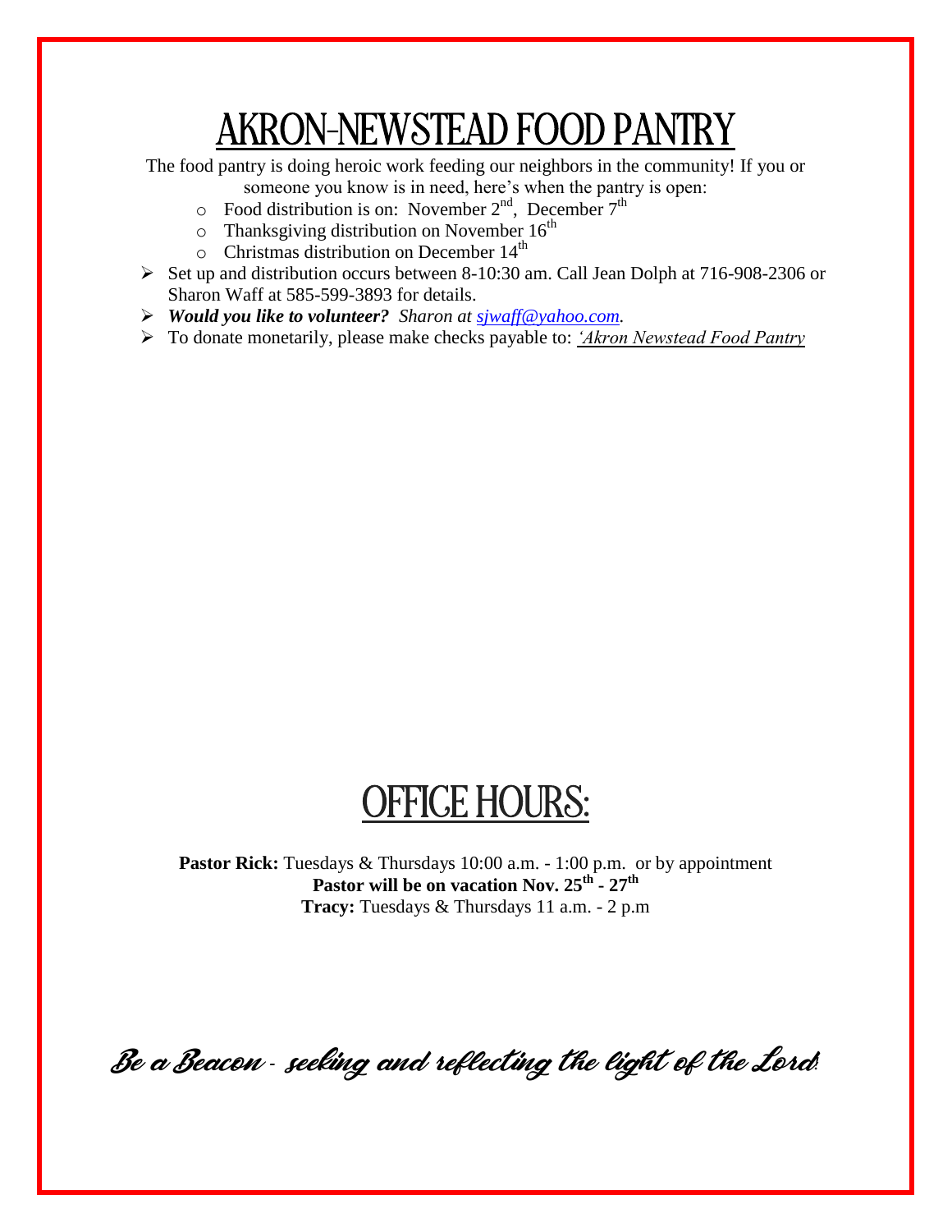# AKRON-NEWSTEAD FOOD PANTRY

The food pantry is doing heroic work feeding our neighbors in the community! If you or someone you know is in need, here's when the pantry is open:

- Food distribution is on: November 2nd, December 7th
- Thanksgiving distribution on November 16th
- Christmas distribution on December 14th

- Set up and distribution occurs between 8-10:30 am. Call Jean Dolph at 716-908-2306 or Sharon Waff at 585-599-3893 for details.
- ***Would you like to volunteer?*** *Sharon at sjwaff@yahoo.com.*
- To donate monetarily, please make checks payable to: *'Akron Newstead Food Pantry*

# OFFICE HOURS:

**Pastor Rick:** Tuesdays & Thursdays 10:00 a.m. - 1:00 p.m. or by appointment
**Pastor will be on vacation Nov. 25th - 27th**
**Tracy:** Tuesdays & Thursdays 11 a.m. - 2 p.m

*Be a Beacon - seeking and reflecting the light of the Lord!*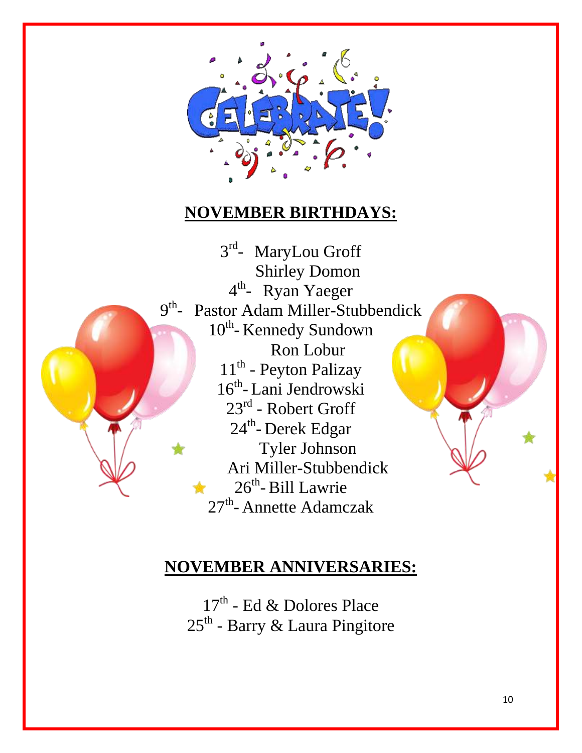CELEBRATE!

## NOVEMBER BIRTHDAYS:

3rd - MaryLou Groff
Shirley Domon
4th - Ryan Yaeger
9th - Pastor Adam Miller-Stubbendick
10th - Kennedy Sundown
Ron Lobur
11th - Peyton Palizay
16th - Lani Jendrowski
23rd - Robert Groff
24th - Derek Edgar
Tyler Johnson
Ari Miller-Stubbendick
26th - Bill Lawrie
27th - Annette Adamczak

## NOVEMBER ANNIVERSARIES:

17th - Ed & Dolores Place
25th - Barry & Laura Pingitore